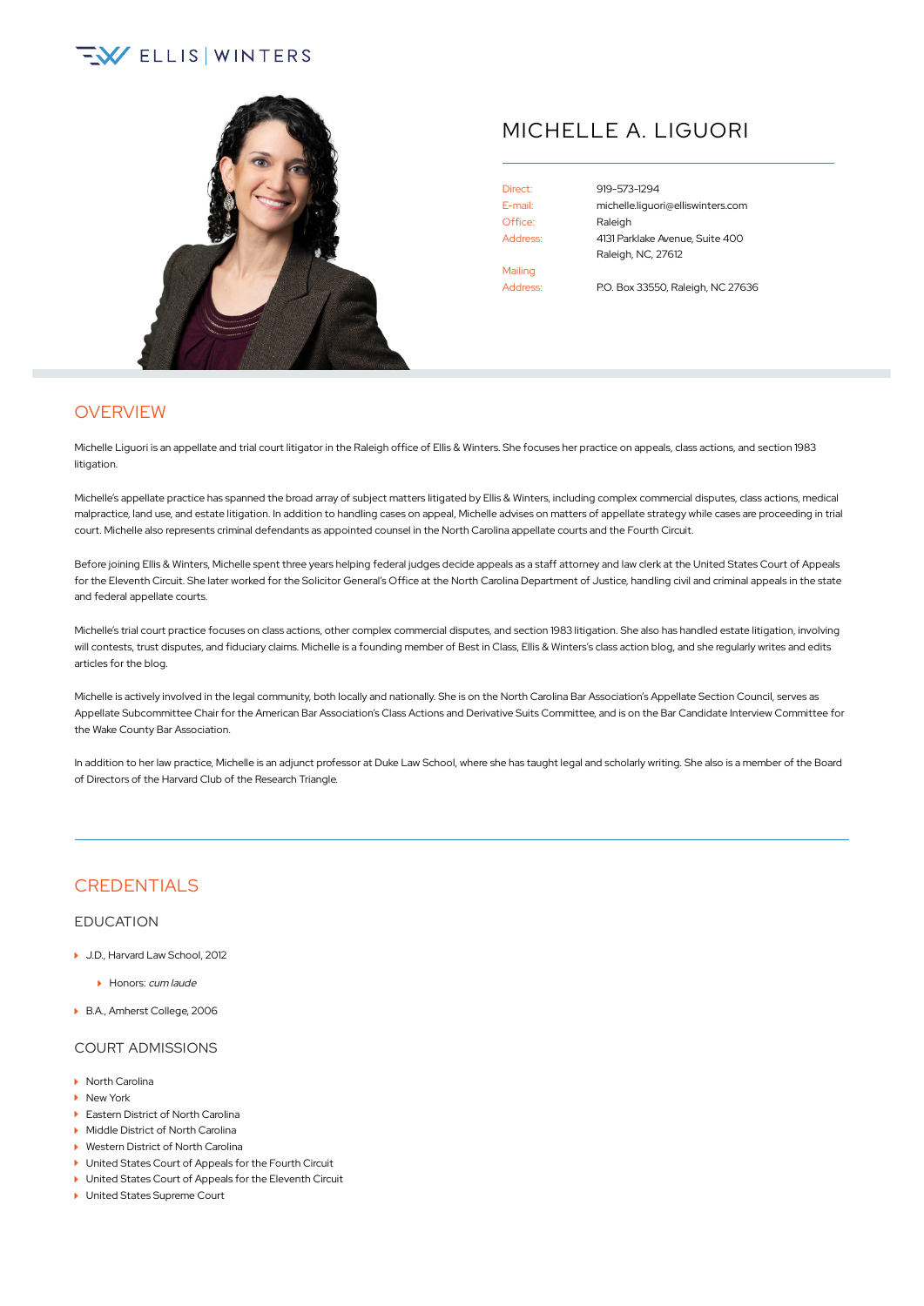ELLIS | WINTERS

# MICHELLE A. LIGUORI

Direct: 919-573-1294
E-mail: michelle.liguori@elliswinters.com
Office: Raleigh
Address: 4131 Parklake Avenue, Suite 400
Raleigh, NC, 27612

Mailing Address: P.O. Box 33550, Raleigh, NC 27636

## OVERVIEW

Michelle Liguori is an appellate and trial court litigator in the Raleigh office of Ellis & Winters. She focuses her practice on appeals, class actions, and section 1983 litigation.

Michelle's appellate practice has spanned the broad array of subject matters litigated by Ellis & Winters, including complex commercial disputes, class actions, medical malpractice, land use, and estate litigation. In addition to handling cases on appeal, Michelle advises on matters of appellate strategy while cases are proceeding in trial court. Michelle also represents criminal defendants as appointed counsel in the North Carolina appellate courts and the Fourth Circuit.

Before joining Ellis & Winters, Michelle spent three years helping federal judges decide appeals as a staff attorney and law clerk at the United States Court of Appeals for the Eleventh Circuit. She later worked for the Solicitor General's Office at the North Carolina Department of Justice, handling civil and criminal appeals in the state and federal appellate courts.

Michelle's trial court practice focuses on class actions, other complex commercial disputes, and section 1983 litigation. She also has handled estate litigation, involving will contests, trust disputes, and fiduciary claims. Michelle is a founding member of Best in Class, Ellis & Winters's class action blog, and she regularly writes and edits articles for the blog.

Michelle is actively involved in the legal community, both locally and nationally. She is on the North Carolina Bar Association's Appellate Section Council, serves as Appellate Subcommittee Chair for the American Bar Association's Class Actions and Derivative Suits Committee, and is on the Bar Candidate Interview Committee for the Wake County Bar Association.

In addition to her law practice, Michelle is an adjunct professor at Duke Law School, where she has taught legal and scholarly writing. She also is a member of the Board of Directors of the Harvard Club of the Research Triangle.

## CREDENTIALS

### EDUCATION

- J.D., Harvard Law School, 2012
  - Honors: *cum laude*
- B.A., Amherst College, 2006

### COURT ADMISSIONS

- North Carolina
- New York
- Eastern District of North Carolina
- Middle District of North Carolina
- Western District of North Carolina
- United States Court of Appeals for the Fourth Circuit
- United States Court of Appeals for the Eleventh Circuit
- United States Supreme Court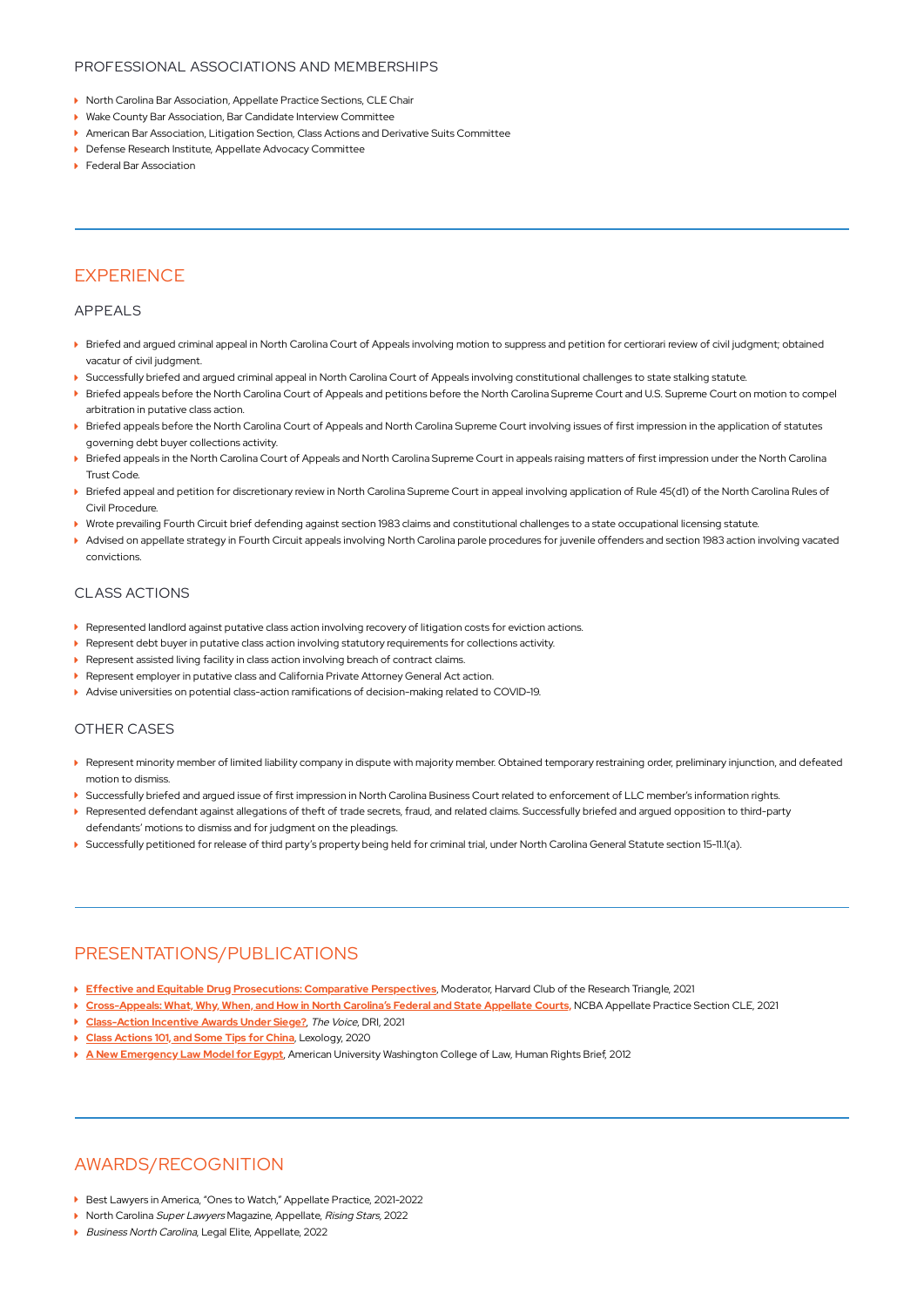### PROFESSIONAL ASSOCIATIONS AND MEMBERSHIPS

- North Carolina Bar Association, Appellate Practice Sections, CLE Chair
- Wake County Bar Association, Bar Candidate Interview Committee
- American Bar Association, Litigation Section, Class Actions and Derivative Suits Committee
- Defense Research Institute, Appellate Advocacy Committee
- Federal Bar Association

## EXPERIENCE

### APPEALS

- Briefed and argued criminal appeal in North Carolina Court of Appeals involving motion to suppress and petition for certiorari review of civil judgment; obtained vacatur of civil judgment.
- Successfully briefed and argued criminal appeal in North Carolina Court of Appeals involving constitutional challenges to state stalking statute.
- Briefed appeals before the North Carolina Court of Appeals and petitions before the North Carolina Supreme Court and U.S. Supreme Court on motion to compel arbitration in putative class action.
- Briefed appeals before the North Carolina Court of Appeals and North Carolina Supreme Court involving issues of first impression in the application of statutes governing debt buyer collections activity.
- Briefed appeals in the North Carolina Court of Appeals and North Carolina Supreme Court in appeals raising matters of first impression under the North Carolina Trust Code.
- Briefed appeal and petition for discretionary review in North Carolina Supreme Court in appeal involving application of Rule 45(d1) of the North Carolina Rules of Civil Procedure.
- Wrote prevailing Fourth Circuit brief defending against section 1983 claims and constitutional challenges to a state occupational licensing statute.
- Advised on appellate strategy in Fourth Circuit appeals involving North Carolina parole procedures for juvenile offenders and section 1983 action involving vacated convictions.

### CLASS ACTIONS

- Represented landlord against putative class action involving recovery of litigation costs for eviction actions.
- Represent debt buyer in putative class action involving statutory requirements for collections activity.
- Represent assisted living facility in class action involving breach of contract claims.
- Represent employer in putative class and California Private Attorney General Act action.
- Advise universities on potential class-action ramifications of decision-making related to COVID-19.

### OTHER CASES

- Represent minority member of limited liability company in dispute with majority member. Obtained temporary restraining order, preliminary injunction, and defeated motion to dismiss.
- Successfully briefed and argued issue of first impression in North Carolina Business Court related to enforcement of LLC member's information rights.
- Represented defendant against allegations of theft of trade secrets, fraud, and related claims. Successfully briefed and argued opposition to third-party defendants' motions to dismiss and for judgment on the pleadings.
- Successfully petitioned for release of third party's property being held for criminal trial, under North Carolina General Statute section 15-11.1(a).

## PRESENTATIONS/PUBLICATIONS

- **Effective and Equitable Drug Prosecutions: Comparative Perspectives**, Moderator, Harvard Club of the Research Triangle, 2021
- **Cross-Appeals: What, Why, When, and How in North Carolina's Federal and State Appellate Courts**, NCBA Appellate Practice Section CLE, 2021
- **Class-Action Incentive Awards Under Siege?**, *The Voice*, DRI, 2021
- **Class Actions 101, and Some Tips for China**, Lexology, 2020
- **A New Emergency Law Model for Egypt**, American University Washington College of Law, Human Rights Brief, 2012

## AWARDS/RECOGNITION

- Best Lawyers in America, "Ones to Watch," Appellate Practice, 2021-2022
- North Carolina *Super Lawyers* Magazine, Appellate, *Rising Stars*, 2022
- *Business North Carolina*, Legal Elite, Appellate, 2022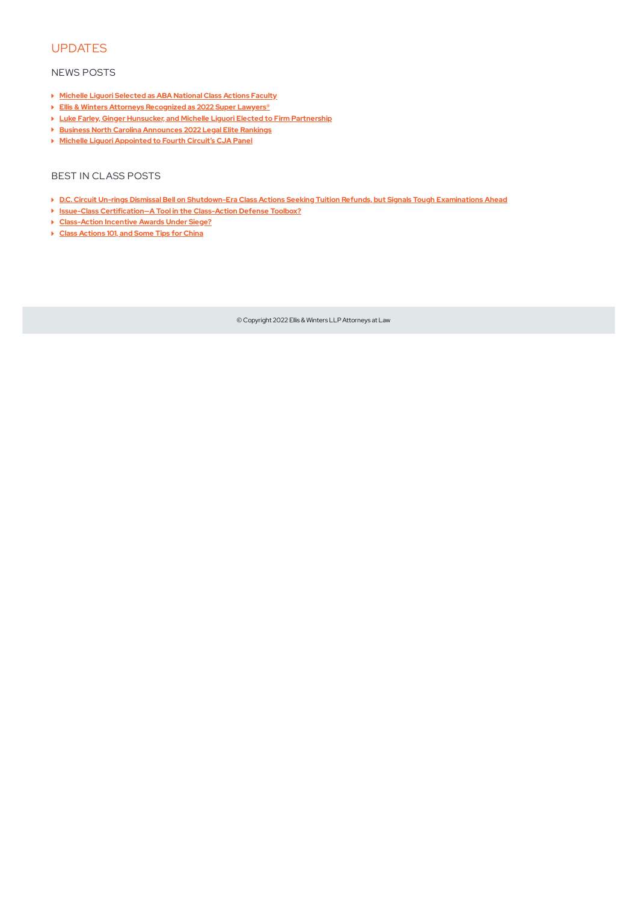## UPDATES

### NEWS POSTS

- Michelle Liguori Selected as ABA National Class Actions Faculty
- Ellis & Winters Attorneys Recognized as 2022 Super Lawyers®
- Luke Farley, Ginger Hunsucker, and Michelle Liguori Elected to Firm Partnership
- Business North Carolina Announces 2022 Legal Elite Rankings
- Michelle Liguori Appointed to Fourth Circuit's CJA Panel

### BEST IN CLASS POSTS

- D.C. Circuit Un-rings Dismissal Bell on Shutdown-Era Class Actions Seeking Tuition Refunds, but Signals Tough Examinations Ahead
- Issue-Class Certification—A Tool in the Class-Action Defense Toolbox?
- Class-Action Incentive Awards Under Siege?
- Class Actions 101, and Some Tips for China

© Copyright 2022 Ellis & Winters LLP Attorneys at Law